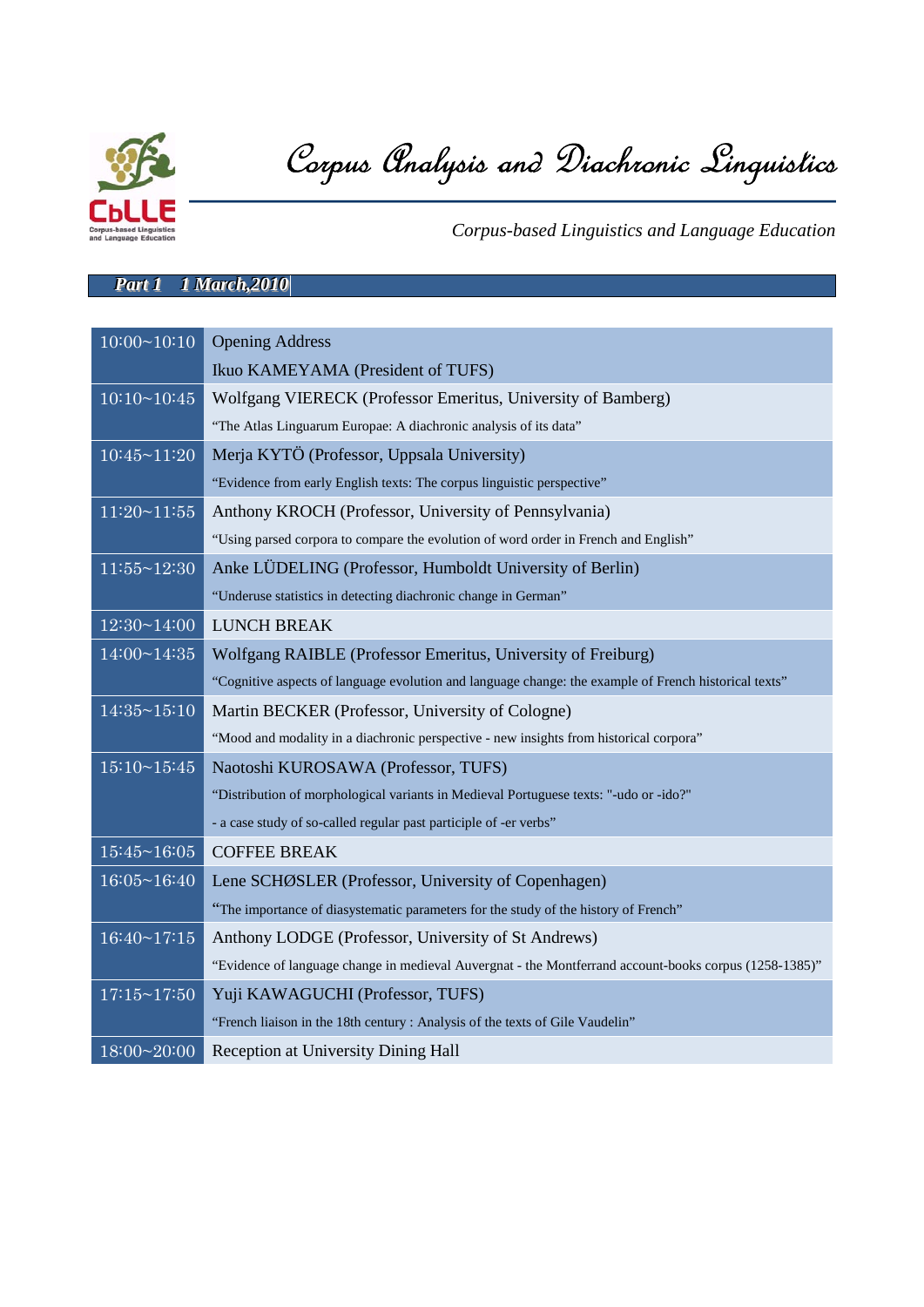# Corpus Analysis and Diachronic Linguistics

*Corpus-based Linguistics and Language Education*

## *Part 1 1 March,2010*

| Time | Program |
|---|---|
| 10:00~10:10 | Opening Address<br>Ikuo KAMEYAMA (President of TUFS) |
| 10:10~10:45 | Wolfgang VIERECK (Professor Emeritus, University of Bamberg)<br>"The Atlas Linguarum Europae: A diachronic analysis of its data" |
| 10:45~11:20 | Merja KYTÖ (Professor, Uppsala University)<br>"Evidence from early English texts: The corpus linguistic perspective" |
| 11:20~11:55 | Anthony KROCH (Professor, University of Pennsylvania)<br>"Using parsed corpora to compare the evolution of word order in French and English" |
| 11:55~12:30 | Anke LÜDELING (Professor, Humboldt University of Berlin)<br>"Underuse statistics in detecting diachronic change in German" |
| 12:30~14:00 | LUNCH BREAK |
| 14:00~14:35 | Wolfgang RAIBLE (Professor Emeritus, University of Freiburg)<br>"Cognitive aspects of language evolution and language change: the example of French historical texts" |
| 14:35~15:10 | Martin BECKER (Professor, University of Cologne)<br>"Mood and modality in a diachronic perspective - new insights from historical corpora" |
| 15:10~15:45 | Naotoshi KUROSAWA (Professor, TUFS)<br>"Distribution of morphological variants in Medieval Portuguese texts: "-udo or -ido?"<br>- a case study of so-called regular past participle of -er verbs" |
| 15:45~16:05 | COFFEE BREAK |
| 16:05~16:40 | Lene SCHØSLER (Professor, University of Copenhagen)<br>"The importance of diasystematic parameters for the study of the history of French" |
| 16:40~17:15 | Anthony LODGE (Professor, University of St Andrews)<br>"Evidence of language change in medieval Auvergnat - the Montferrand account-books corpus (1258-1385)" |
| 17:15~17:50 | Yuji KAWAGUCHI (Professor, TUFS)<br>"French liaison in the 18th century : Analysis of the texts of Gile Vaudelin" |
| 18:00~20:00 | Reception at University Dining Hall |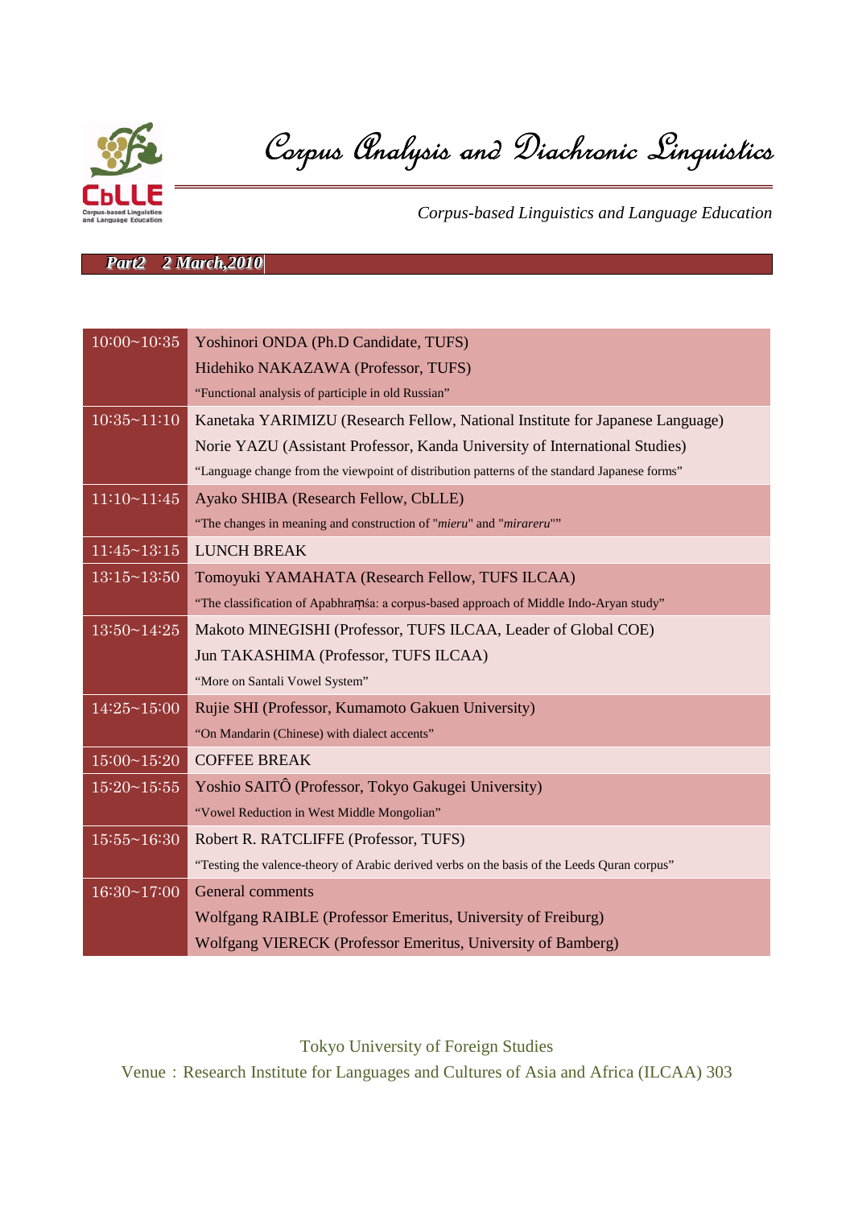# Corpus Analysis and Diachronic Linguistics

*Corpus-based Linguistics and Language Education*

***Part2　2 March,2010***

| | |
|---|---|
| 10:00~10:35 | Yoshinori ONDA (Ph.D Candidate, TUFS)<br>Hidehiko NAKAZAWA (Professor, TUFS)<br>"Functional analysis of participle in old Russian" |
| 10:35~11:10 | Kanetaka YARIMIZU (Research Fellow, National Institute for Japanese Language)<br>Norie YAZU (Assistant Professor, Kanda University of International Studies)<br>"Language change from the viewpoint of distribution patterns of the standard Japanese forms" |
| 11:10~11:45 | Ayako SHIBA (Research Fellow, CbLLE)<br>"The changes in meaning and construction of "*mieru*" and "*mirareru*"" |
| 11:45~13:15 | LUNCH BREAK |
| 13:15~13:50 | Tomoyuki YAMAHATA (Research Fellow, TUFS ILCAA)<br>"The classification of Apabhraṃśa: a corpus-based approach of Middle Indo-Aryan study" |
| 13:50~14:25 | Makoto MINEGISHI (Professor, TUFS ILCAA, Leader of Global COE)<br>Jun TAKASHIMA (Professor, TUFS ILCAA)<br>"More on Santali Vowel System" |
| 14:25~15:00 | Rujie SHI (Professor, Kumamoto Gakuen University)<br>"On Mandarin (Chinese) with dialect accents" |
| 15:00~15:20 | COFFEE BREAK |
| 15:20~15:55 | Yoshio SAITÔ (Professor, Tokyo Gakugei University)<br>"Vowel Reduction in West Middle Mongolian" |
| 15:55~16:30 | Robert R. RATCLIFFE (Professor, TUFS)<br>"Testing the valence-theory of Arabic derived verbs on the basis of the Leeds Quran corpus" |
| 16:30~17:00 | General comments<br>Wolfgang RAIBLE (Professor Emeritus, University of Freiburg)<br>Wolfgang VIERECK (Professor Emeritus, University of Bamberg) |

Tokyo University of Foreign Studies

Venue：Research Institute for Languages and Cultures of Asia and Africa (ILCAA) 303